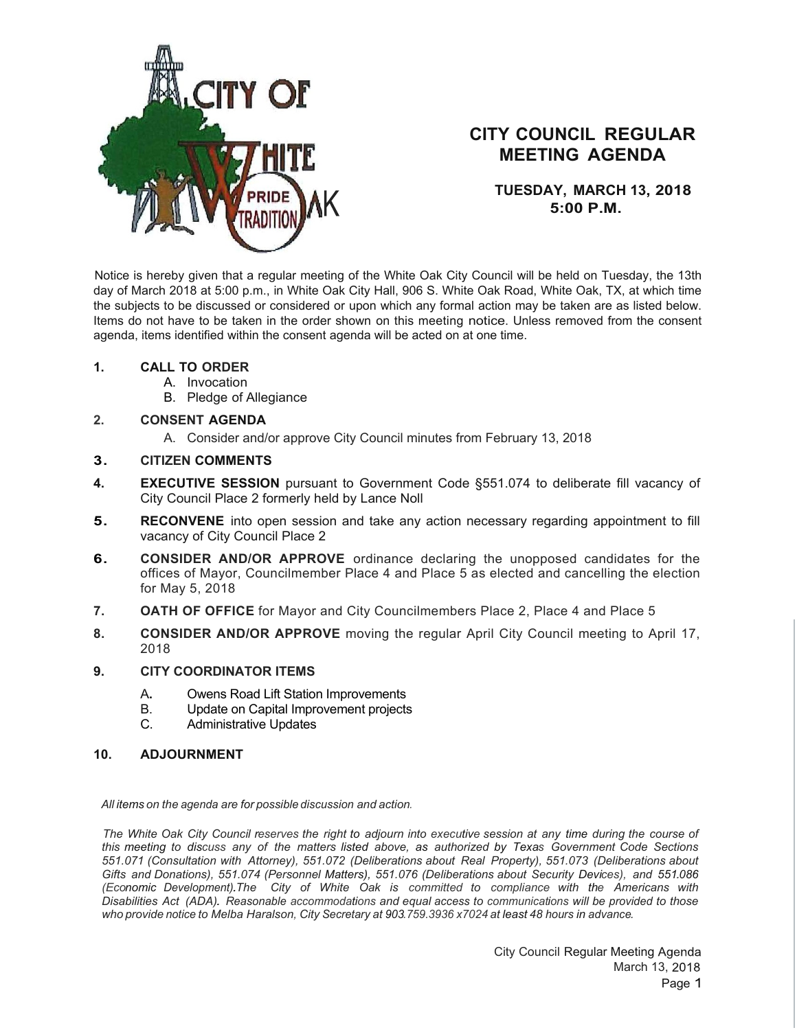# CITY COUNCIL REGULAR MEETING AGENDA

**TUESDAY, MARCH 13, 2018**
**5:00 P.M.**

Notice is hereby given that a regular meeting of the White Oak City Council will be held on Tuesday, the 13th day of March 2018 at 5:00 p.m., in White Oak City Hall, 906 S. White Oak Road, White Oak, TX, at which time the subjects to be discussed or considered or upon which any formal action may be taken are as listed below. Items do not have to be taken in the order shown on this meeting notice. Unless removed from the consent agenda, items identified within the consent agenda will be acted on at one time.

1. **CALL TO ORDER**
   - A. Invocation
   - B. Pledge of Allegiance
2. **CONSENT AGENDA**
   - A. Consider and/or approve City Council minutes from February 13, 2018
3. **CITIZEN COMMENTS**
4. **EXECUTIVE SESSION** pursuant to Government Code §551.074 to deliberate fill vacancy of City Council Place 2 formerly held by Lance Noll
5. **RECONVENE** into open session and take any action necessary regarding appointment to fill vacancy of City Council Place 2
6. **CONSIDER AND/OR APPROVE** ordinance declaring the unopposed candidates for the offices of Mayor, Councilmember Place 4 and Place 5 as elected and cancelling the election for May 5, 2018
7. **OATH OF OFFICE** for Mayor and City Councilmembers Place 2, Place 4 and Place 5
8. **CONSIDER AND/OR APPROVE** moving the regular April City Council meeting to April 17, 2018
9. **CITY COORDINATOR ITEMS**
   - A. Owens Road Lift Station Improvements
   - B. Update on Capital Improvement projects
   - C. Administrative Updates
10. **ADJOURNMENT**

*All items on the agenda are for possible discussion and action.*

*The White Oak City Council reserves the right to adjourn into executive session at any time during the course of this meeting to discuss any of the matters listed above, as authorized by Texas Government Code Sections 551.071 (Consultation with Attorney), 551.072 (Deliberations about Real Property), 551.073 (Deliberations about Gifts and Donations), 551.074 (Personnel Matters), 551.076 (Deliberations about Security Devices), and 551.086 (Economic Development). The City of White Oak is committed to compliance with the Americans with Disabilities Act (ADA). Reasonable accommodations and equal access to communications will be provided to those who provide notice to Melba Haralson, City Secretary at 903.759.3936 x7024 at least 48 hours in advance.*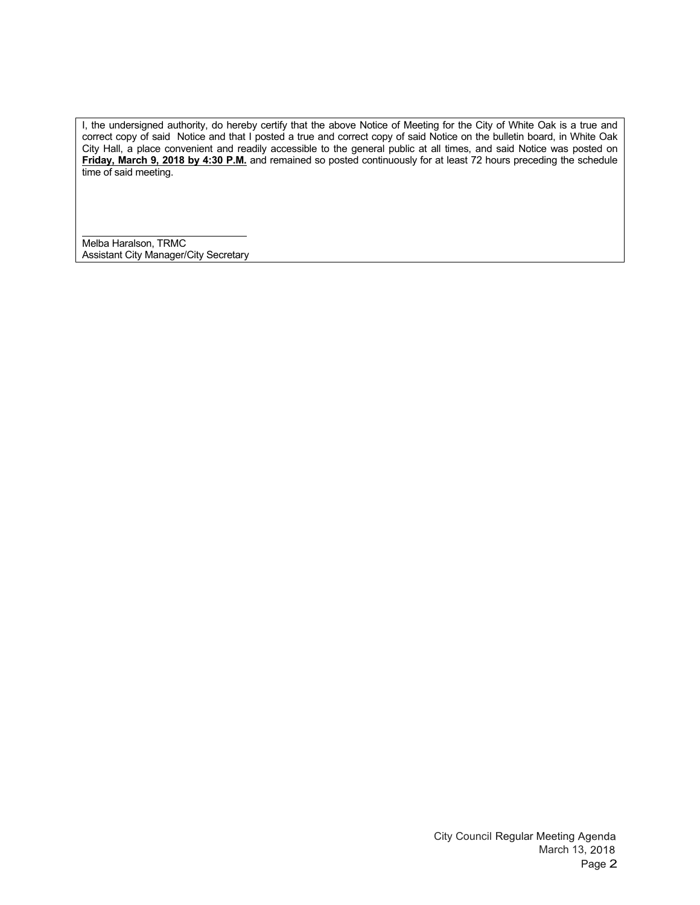I, the undersigned authority, do hereby certify that the above Notice of Meeting for the City of White Oak is a true and correct copy of said Notice and that I posted a true and correct copy of said Notice on the bulletin board, in White Oak City Hall, a place convenient and readily accessible to the general public at all times, and said Notice was posted on **Friday, March 9, 2018 by 4:30 P.M.** and remained so posted continuously for at least 72 hours preceding the schedule time of said meeting.

Melba Haralson, TRMC
Assistant City Manager/City Secretary